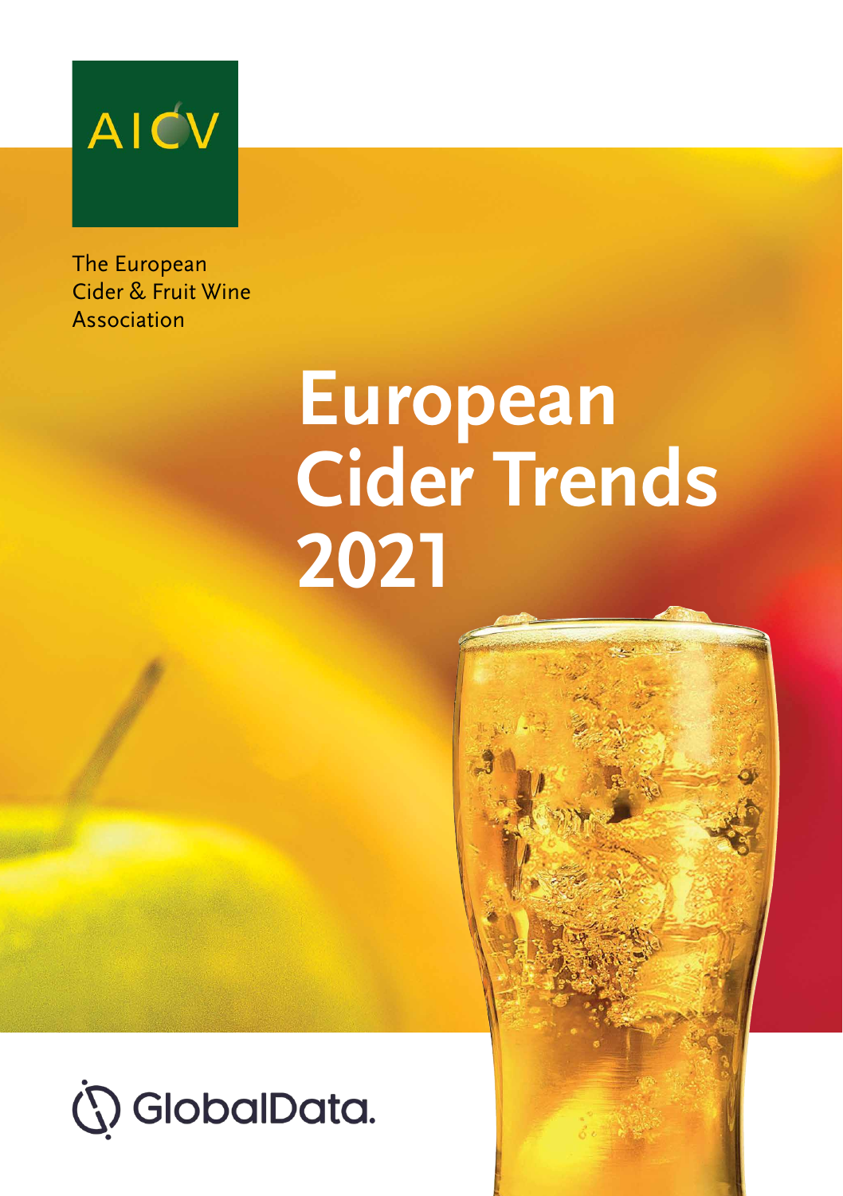AICV

The European Cider & Fruit Wine Association

# European Cider Trends 2021

GlobalData.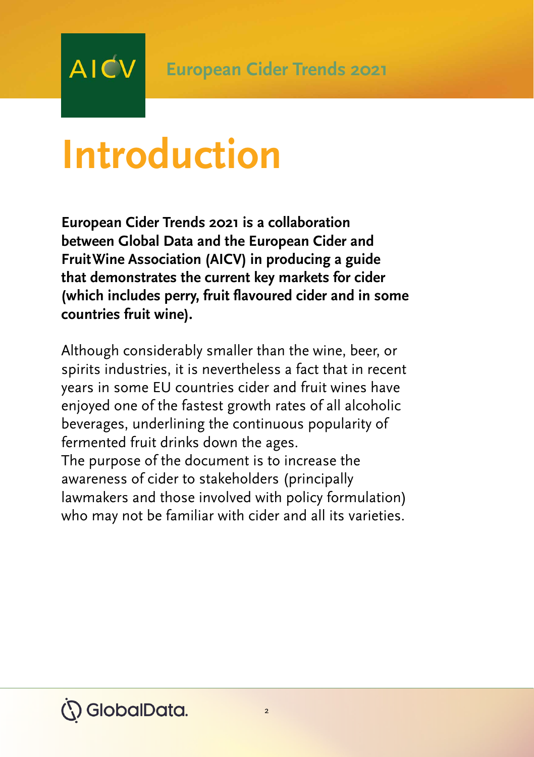# Introduction

**European Cider Trends 2021 is a collaboration between Global Data and the European Cider and FruitWine Association (AICV) in producing a guide that demonstrates the current key markets for cider (which includes perry, fruit flavoured cider and in some countries fruit wine).**

Although considerably smaller than the wine, beer, or spirits industries, it is nevertheless a fact that in recent years in some EU countries cider and fruit wines have enjoyed one of the fastest growth rates of all alcoholic beverages, underlining the continuous popularity of fermented fruit drinks down the ages.
The purpose of the document is to increase the awareness of cider to stakeholders (principally lawmakers and those involved with policy formulation) who may not be familiar with cider and all its varieties.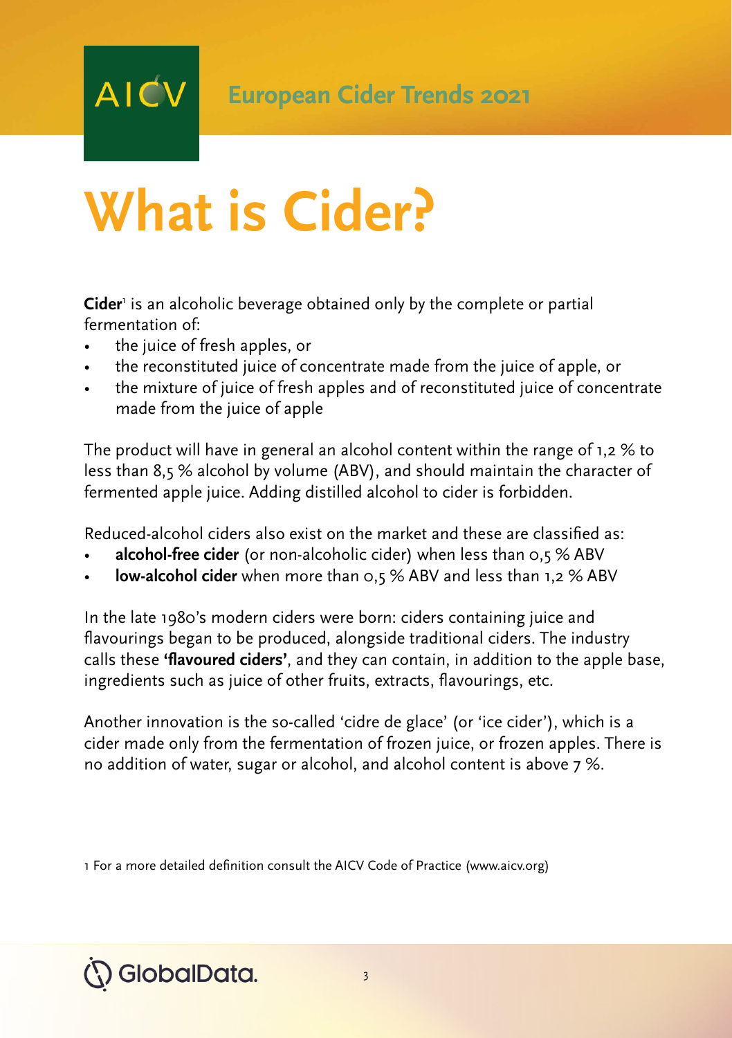# What is Cider?

**Cider**[1] is an alcoholic beverage obtained only by the complete or partial fermentation of:

- the juice of fresh apples, or
- the reconstituted juice of concentrate made from the juice of apple, or
- the mixture of juice of fresh apples and of reconstituted juice of concentrate made from the juice of apple

The product will have in general an alcohol content within the range of 1,2 % to less than 8,5 % alcohol by volume (ABV), and should maintain the character of fermented apple juice. Adding distilled alcohol to cider is forbidden.

Reduced-alcohol ciders also exist on the market and these are classified as:

- **alcohol-free cider** (or non-alcoholic cider) when less than 0,5 % ABV
- **low-alcohol cider** when more than 0,5 % ABV and less than 1,2 % ABV

In the late 1980's modern ciders were born: ciders containing juice and flavourings began to be produced, alongside traditional ciders. The industry calls these **'flavoured ciders'**, and they can contain, in addition to the apple base, ingredients such as juice of other fruits, extracts, flavourings, etc.

Another innovation is the so-called 'cidre de glace' (or 'ice cider'), which is a cider made only from the fermentation of frozen juice, or frozen apples. There is no addition of water, sugar or alcohol, and alcohol content is above 7 %.

1 For a more detailed definition consult the AICV Code of Practice (www.aicv.org)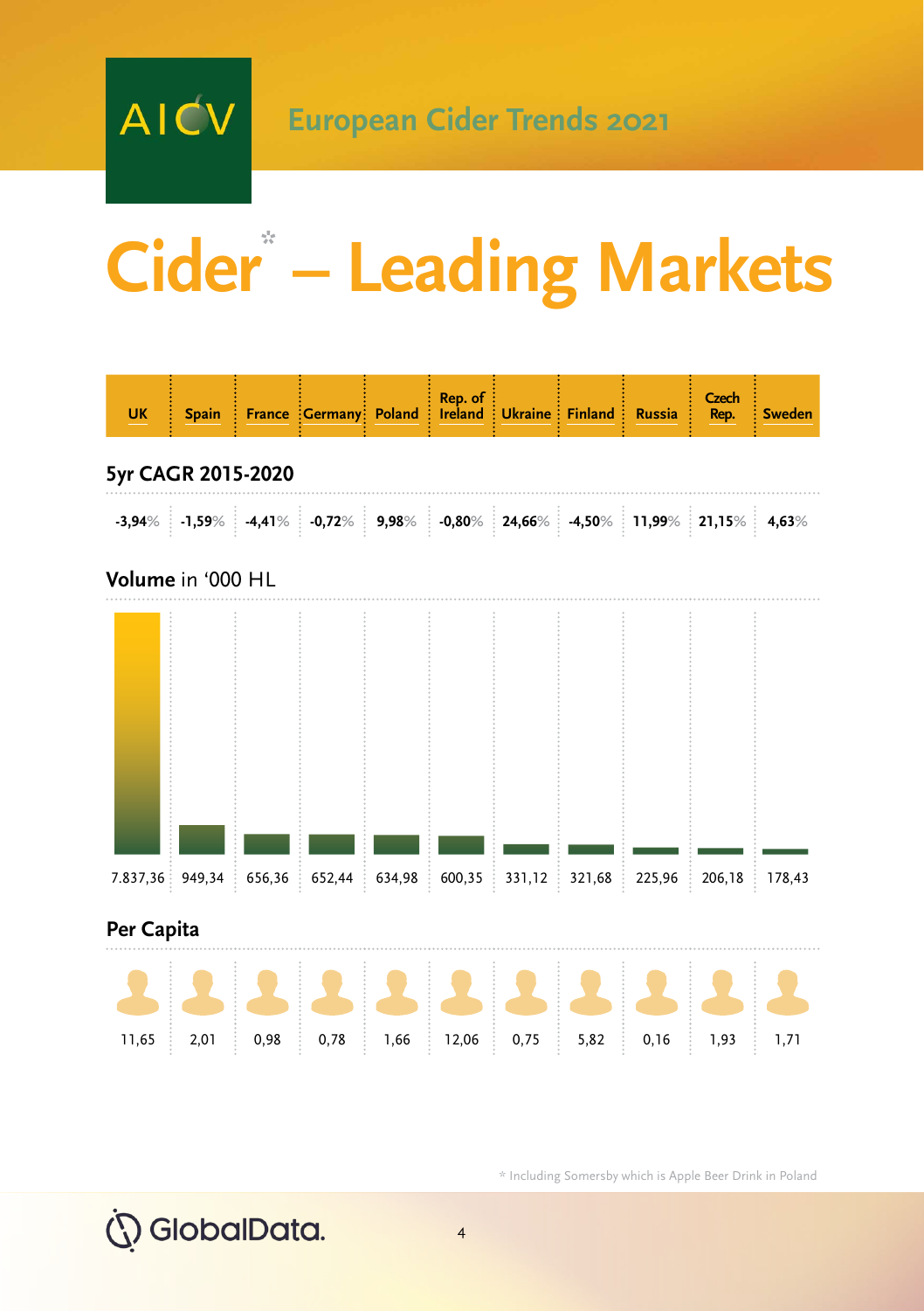AICV European Cider Trends 2021

# Cider* – Leading Markets

| | UK | Spain | France | Germany | Poland | Rep. of Ireland | Ukraine | Finland | Russia | Czech Rep. | Sweden |
|---|---|---|---|---|---|---|---|---|---|---|---|
| **5yr CAGR 2015-2020** | -3,94% | -1,59% | -4,41% | -0,72% | 9,98% | -0,80% | 24,66% | -4,50% | 11,99% | 21,15% | 4,63% |
| **Volume** in '000 HL | 7.837,36 | 949,34 | 656,36 | 652,44 | 634,98 | 600,35 | 331,12 | 321,68 | 225,96 | 206,18 | 178,43 |
| **Per Capita** | 11,65 | 2,01 | 0,98 | 0,78 | 1,66 | 12,06 | 0,75 | 5,82 | 0,16 | 1,93 | 1,71 |

* Including Somersby which is Apple Beer Drink in Poland

GlobalData.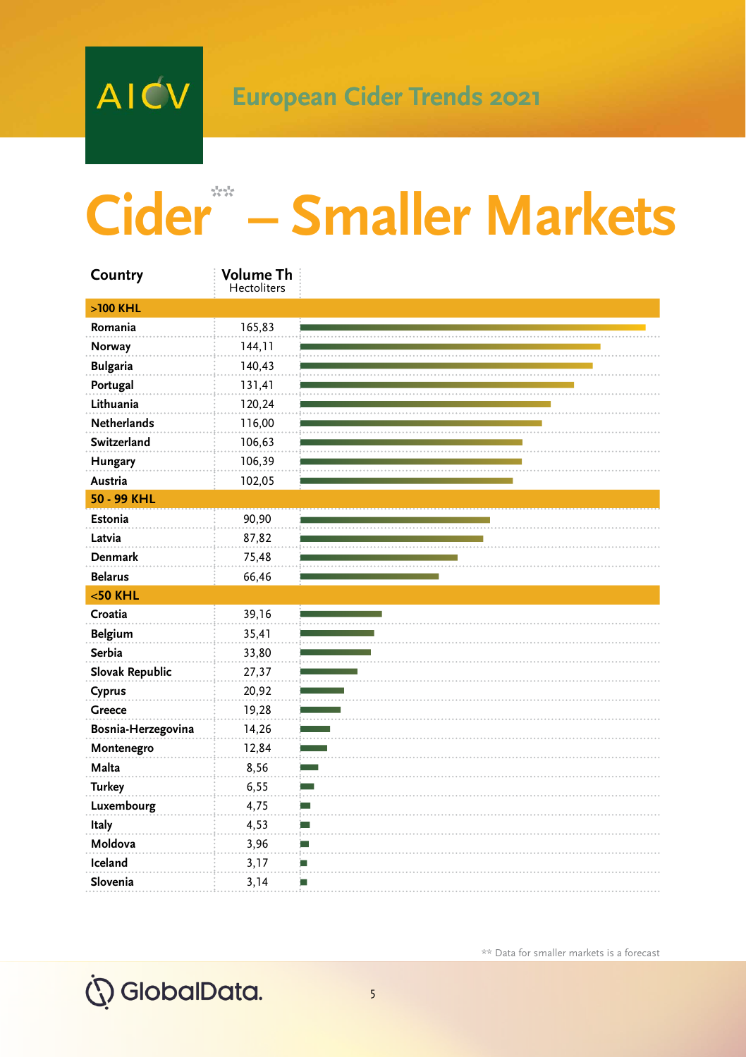# Cider** – Smaller Markets

| Country | Volume Th Hectoliters |
|---|---|
| **>100 KHL** | |
| Romania | 165,83 |
| Norway | 144,11 |
| Bulgaria | 140,43 |
| Portugal | 131,41 |
| Lithuania | 120,24 |
| Netherlands | 116,00 |
| Switzerland | 106,63 |
| Hungary | 106,39 |
| Austria | 102,05 |
| **50 - 99 KHL** | |
| Estonia | 90,90 |
| Latvia | 87,82 |
| Denmark | 75,48 |
| Belarus | 66,46 |
| **<50 KHL** | |
| Croatia | 39,16 |
| Belgium | 35,41 |
| Serbia | 33,80 |
| Slovak Republic | 27,37 |
| Cyprus | 20,92 |
| Greece | 19,28 |
| Bosnia-Herzegovina | 14,26 |
| Montenegro | 12,84 |
| Malta | 8,56 |
| Turkey | 6,55 |
| Luxembourg | 4,75 |
| Italy | 4,53 |
| Moldova | 3,96 |
| Iceland | 3,17 |
| Slovenia | 3,14 |

** Data for smaller markets is a forecast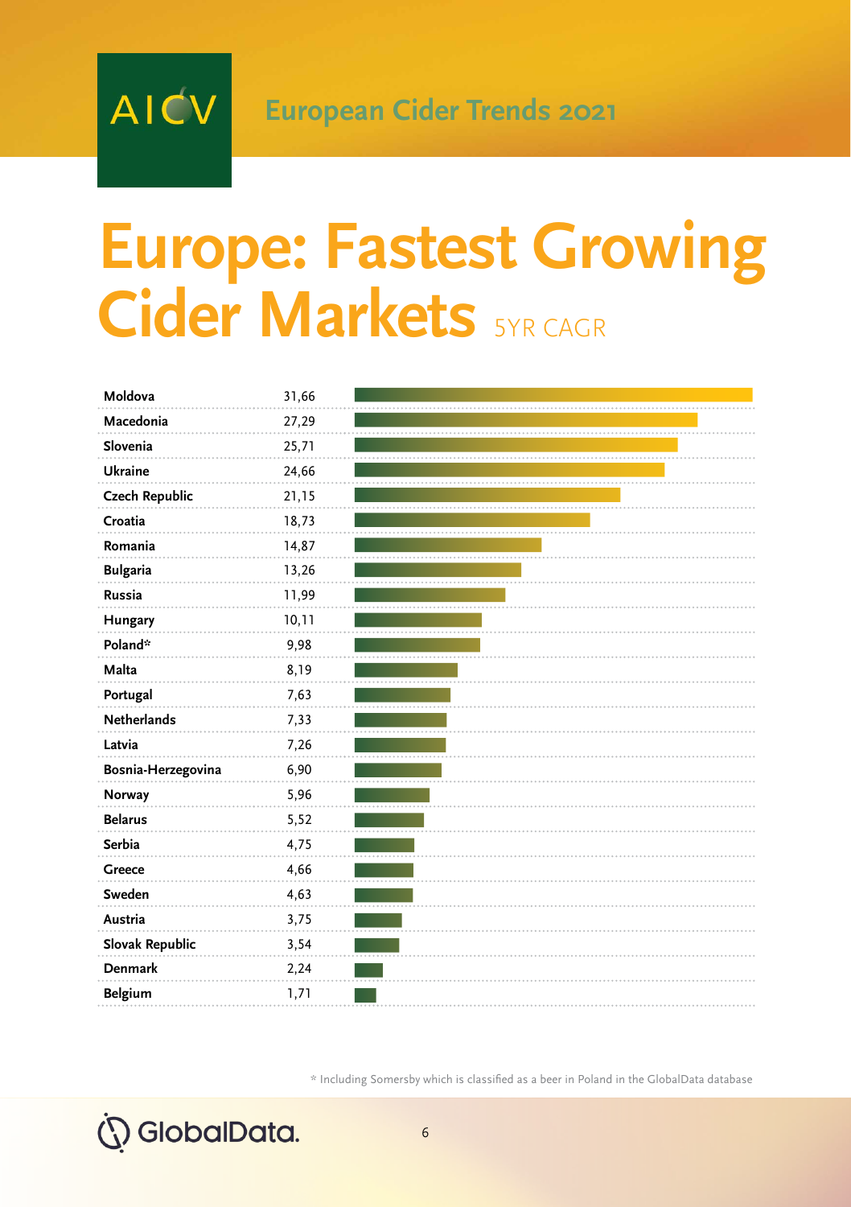# Europe: Fastest Growing Cider Markets 5YR CAGR

| Country | 5YR CAGR |
|---|---|
| Moldova | 31,66 |
| Macedonia | 27,29 |
| Slovenia | 25,71 |
| Ukraine | 24,66 |
| Czech Republic | 21,15 |
| Croatia | 18,73 |
| Romania | 14,87 |
| Bulgaria | 13,26 |
| Russia | 11,99 |
| Hungary | 10,11 |
| Poland* | 9,98 |
| Malta | 8,19 |
| Portugal | 7,63 |
| Netherlands | 7,33 |
| Latvia | 7,26 |
| Bosnia-Herzegovina | 6,90 |
| Norway | 5,96 |
| Belarus | 5,52 |
| Serbia | 4,75 |
| Greece | 4,66 |
| Sweden | 4,63 |
| Austria | 3,75 |
| Slovak Republic | 3,54 |
| Denmark | 2,24 |
| Belgium | 1,71 |

* Including Somersby which is classified as a beer in Poland in the GlobalData database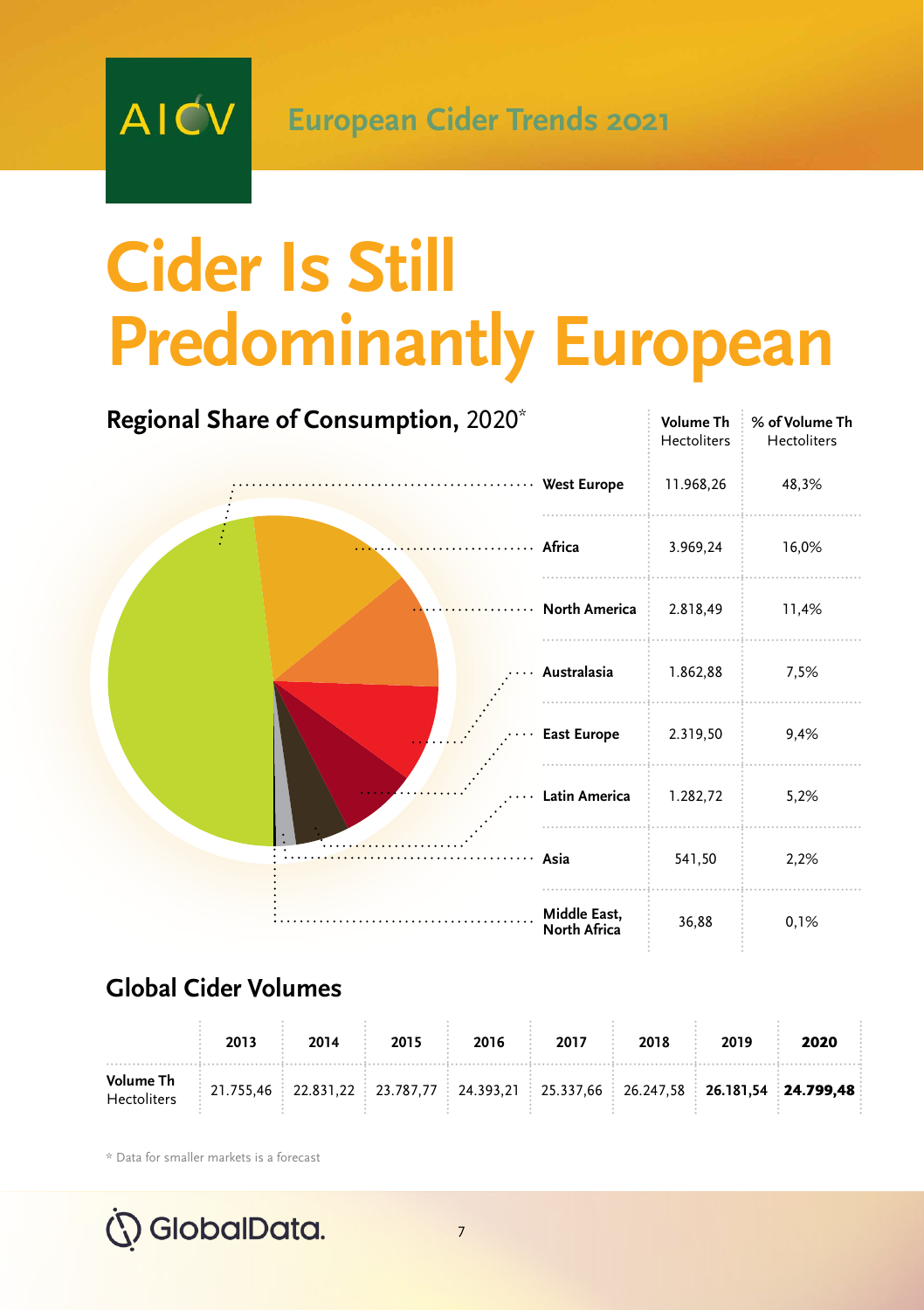AICV European Cider Trends 2021

# Cider Is Still Predominantly European

## Regional Share of Consumption, 2020*

| Region | Volume Th Hectoliters | % of Volume Th Hectoliters |
|---|---|---|
| West Europe | 11.968,26 | 48,3% |
| Africa | 3.969,24 | 16,0% |
| North America | 2.818,49 | 11,4% |
| Australasia | 1.862,88 | 7,5% |
| East Europe | 2.319,50 | 9,4% |
| Latin America | 1.282,72 | 5,2% |
| Asia | 541,50 | 2,2% |
| Middle East, North Africa | 36,88 | 0,1% |

## Global Cider Volumes

| | 2013 | 2014 | 2015 | 2016 | 2017 | 2018 | 2019 | 2020 |
|---|---|---|---|---|---|---|---|---|
| Volume Th Hectoliters | 21.755,46 | 22.831,22 | 23.787,77 | 24.393,21 | 25.337,66 | 26.247,58 | **26.181,54** | **24.799,48** |

* Data for smaller markets is a forecast

GlobalData.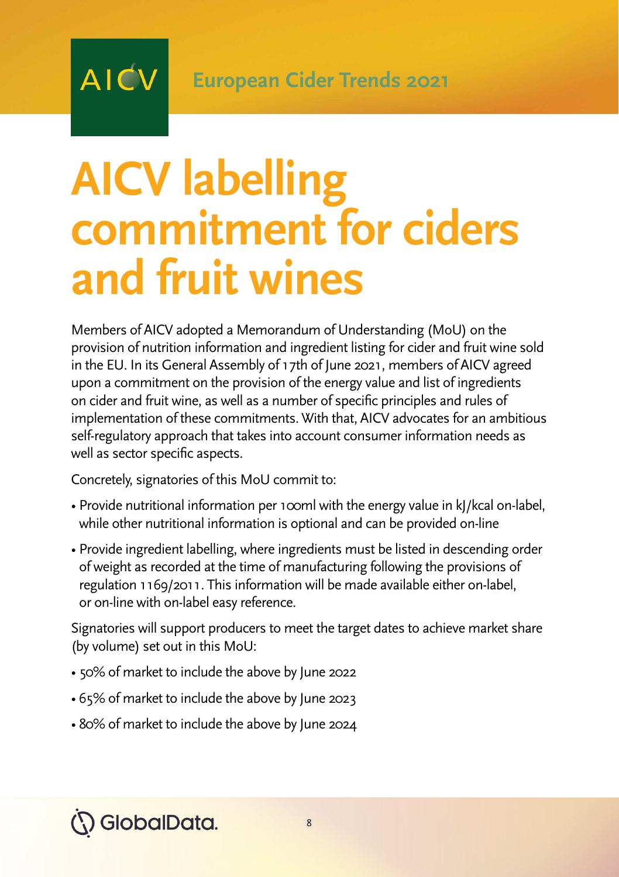# AICV labelling commitment for ciders and fruit wines

Members of AICV adopted a Memorandum of Understanding (MoU) on the provision of nutrition information and ingredient listing for cider and fruit wine sold in the EU. In its General Assembly of 17th of June 2021, members of AICV agreed upon a commitment on the provision of the energy value and list of ingredients on cider and fruit wine, as well as a number of specific principles and rules of implementation of these commitments. With that, AICV advocates for an ambitious self-regulatory approach that takes into account consumer information needs as well as sector specific aspects.

Concretely, signatories of this MoU commit to:

- Provide nutritional information per 100ml with the energy value in kJ/kcal on-label, while other nutritional information is optional and can be provided on-line
- Provide ingredient labelling, where ingredients must be listed in descending order of weight as recorded at the time of manufacturing following the provisions of regulation 1169/2011. This information will be made available either on-label, or on-line with on-label easy reference.

Signatories will support producers to meet the target dates to achieve market share (by volume) set out in this MoU:

- 50% of market to include the above by June 2022
- 65% of market to include the above by June 2023
- 80% of market to include the above by June 2024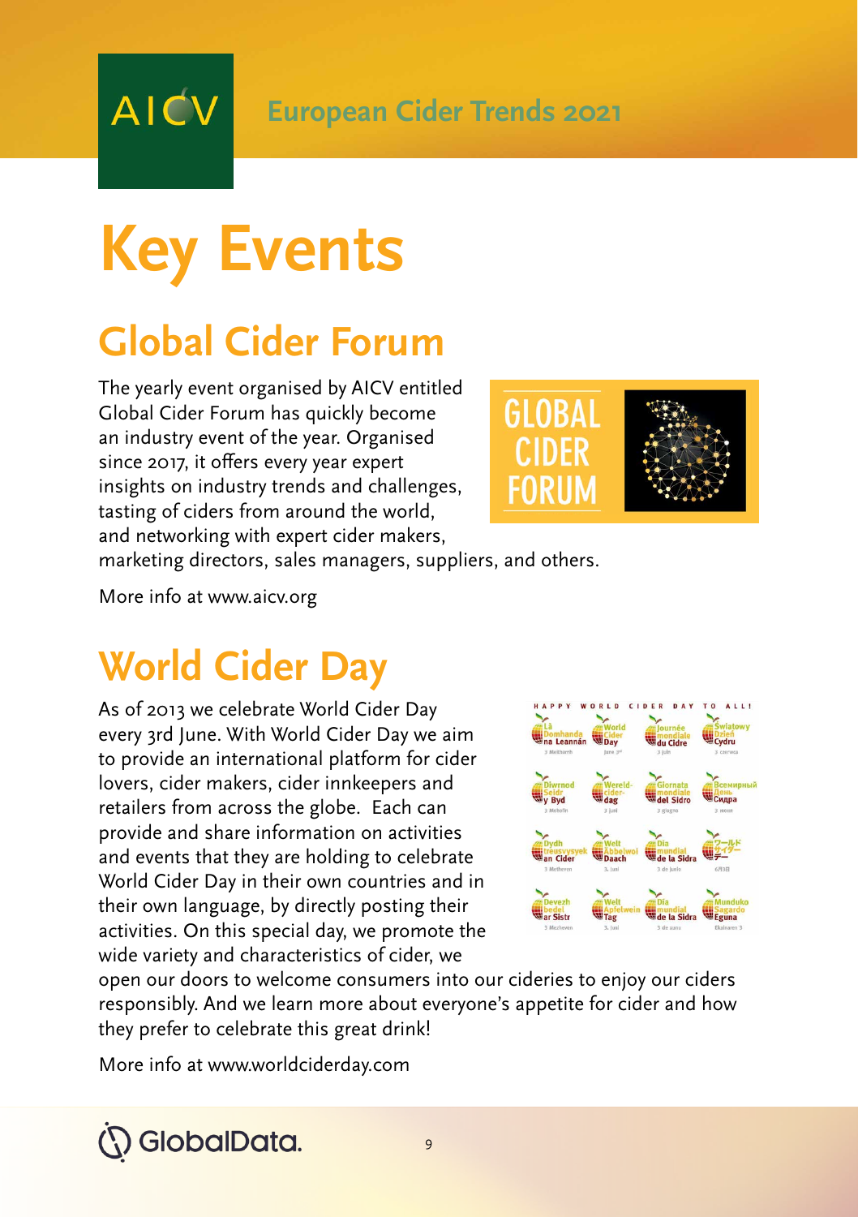# Key Events

## Global Cider Forum

The yearly event organised by AICV entitled Global Cider Forum has quickly become an industry event of the year. Organised since 2017, it offers every year expert insights on industry trends and challenges, tasting of ciders from around the world, and networking with expert cider makers, marketing directors, sales managers, suppliers, and others.

More info at www.aicv.org

## World Cider Day

As of 2013 we celebrate World Cider Day every 3rd June. With World Cider Day we aim to provide an international platform for cider lovers, cider makers, cider innkeepers and retailers from across the globe. Each can provide and share information on activities and events that they are holding to celebrate World Cider Day in their own countries and in their own language, by directly posting their activities. On this special day, we promote the wide variety and characteristics of cider, we open our doors to welcome consumers into our cideries to enjoy our ciders responsibly. And we learn more about everyone's appetite for cider and how they prefer to celebrate this great drink!

More info at www.worldciderday.com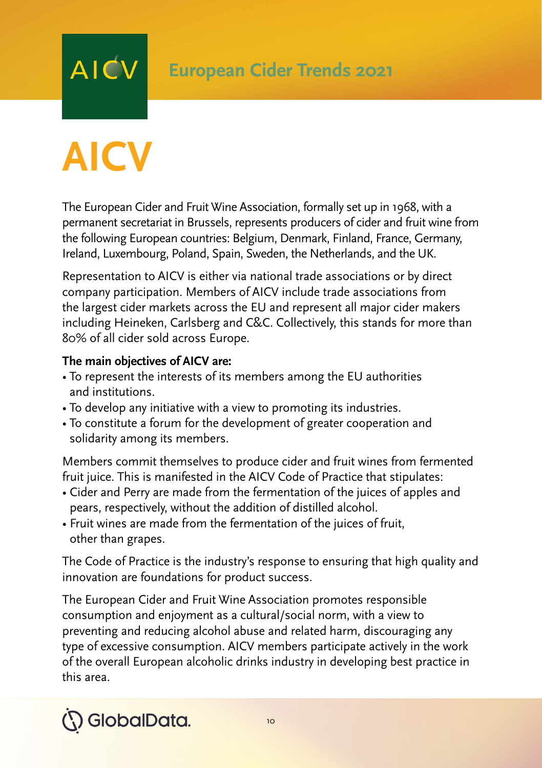# AICV

The European Cider and Fruit Wine Association, formally set up in 1968, with a permanent secretariat in Brussels, represents producers of cider and fruit wine from the following European countries: Belgium, Denmark, Finland, France, Germany, Ireland, Luxembourg, Poland, Spain, Sweden, the Netherlands, and the UK.

Representation to AICV is either via national trade associations or by direct company participation. Members of AICV include trade associations from the largest cider markets across the EU and represent all major cider makers including Heineken, Carlsberg and C&C. Collectively, this stands for more than 80% of all cider sold across Europe.

**The main objectives of AICV are:**

- To represent the interests of its members among the EU authorities and institutions.
- To develop any initiative with a view to promoting its industries.
- To constitute a forum for the development of greater cooperation and solidarity among its members.

Members commit themselves to produce cider and fruit wines from fermented fruit juice. This is manifested in the AICV Code of Practice that stipulates:

- Cider and Perry are made from the fermentation of the juices of apples and pears, respectively, without the addition of distilled alcohol.
- Fruit wines are made from the fermentation of the juices of fruit, other than grapes.

The Code of Practice is the industry's response to ensuring that high quality and innovation are foundations for product success.

The European Cider and Fruit Wine Association promotes responsible consumption and enjoyment as a cultural/social norm, with a view to preventing and reducing alcohol abuse and related harm, discouraging any type of excessive consumption. AICV members participate actively in the work of the overall European alcoholic drinks industry in developing best practice in this area.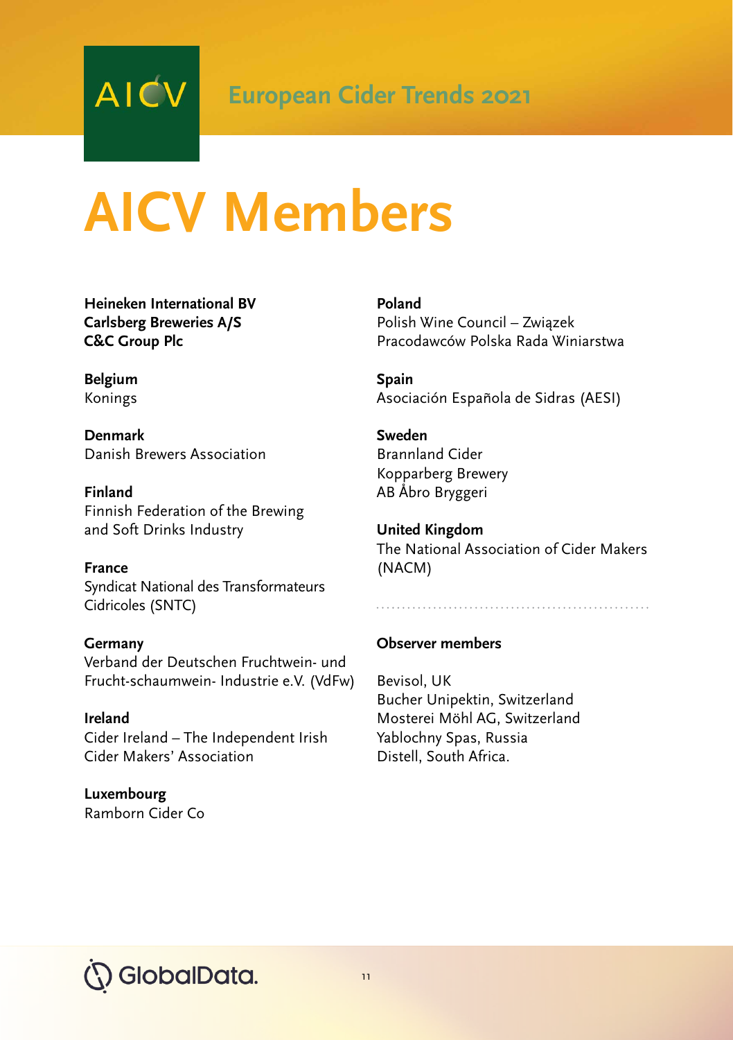# AICV Members

**Heineken International BV**
**Carlsberg Breweries A/S**
**C&C Group Plc**

**Belgium**
Konings

**Denmark**
Danish Brewers Association

**Finland**
Finnish Federation of the Brewing and Soft Drinks Industry

**France**
Syndicat National des Transformateurs Cidricoles (SNTC)

**Germany**
Verband der Deutschen Fruchtwein- und Frucht-schaumwein- Industrie e.V. (VdFw)

**Ireland**
Cider Ireland – The Independent Irish Cider Makers' Association

**Luxembourg**
Ramborn Cider Co

**Poland**
Polish Wine Council – Związek Pracodawców Polska Rada Winiarstwa

**Spain**
Asociación Española de Sidras (AESI)

**Sweden**
Brannland Cider
Kopparberg Brewery
AB Åbro Bryggeri

**United Kingdom**
The National Association of Cider Makers (NACM)

**Observer members**

Bevisol, UK
Bucher Unipektin, Switzerland
Mosterei Möhl AG, Switzerland
Yablochny Spas, Russia
Distell, South Africa.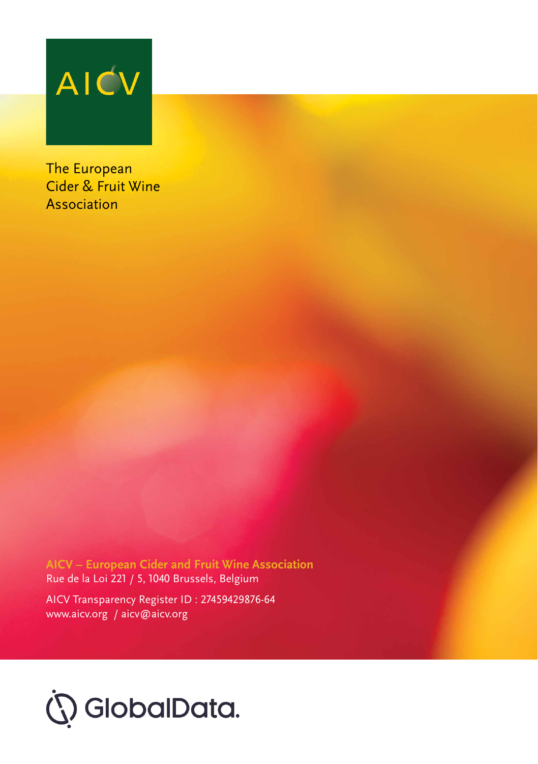AICV

The European
Cider & Fruit Wine
Association

**AICV – European Cider and Fruit Wine Association**
Rue de la Loi 221 / 5, 1040 Brussels, Belgium

AICV Transparency Register ID : 27459429876-64
www.aicv.org / aicv@aicv.org

GlobalData.